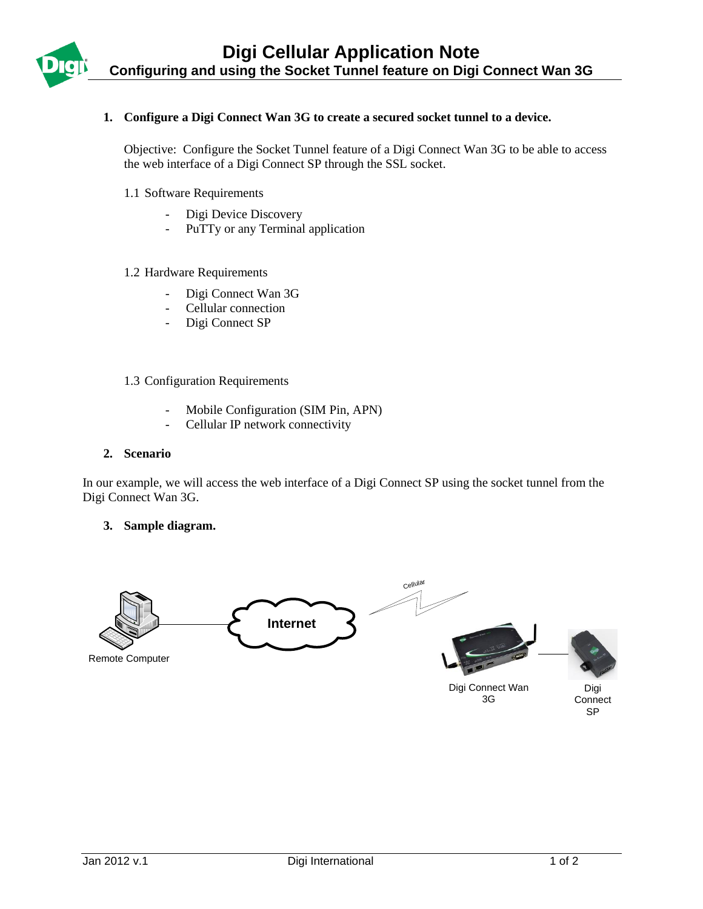# Digi Cellular Application Note

## Configuring and using the Socket Tunnel feature on Digi Connect Wan 3G

### 1. Configure a Digi Connect Wan 3G to create a secured socket tunnel to a device.

Objective: Configure the Socket Tunnel feature of a Digi Connect Wan 3G to be able to access the web interface of a Digi Connect SP through the SSL socket.

1.1 Software Requirements

- Digi Device Discovery
- PuTTy or any Terminal application

1.2 Hardware Requirements

- Digi Connect Wan 3G
- Cellular connection
- Digi Connect SP

1.3 Configuration Requirements

- Mobile Configuration (SIM Pin, APN)
- Cellular IP network connectivity

### 2. Scenario

In our example, we will access the web interface of a Digi Connect SP using the socket tunnel from the Digi Connect Wan 3G.

### 3. Sample diagram.

Remote Computer — Internet — Cellular — Digi Connect Wan 3G — Digi Connect SP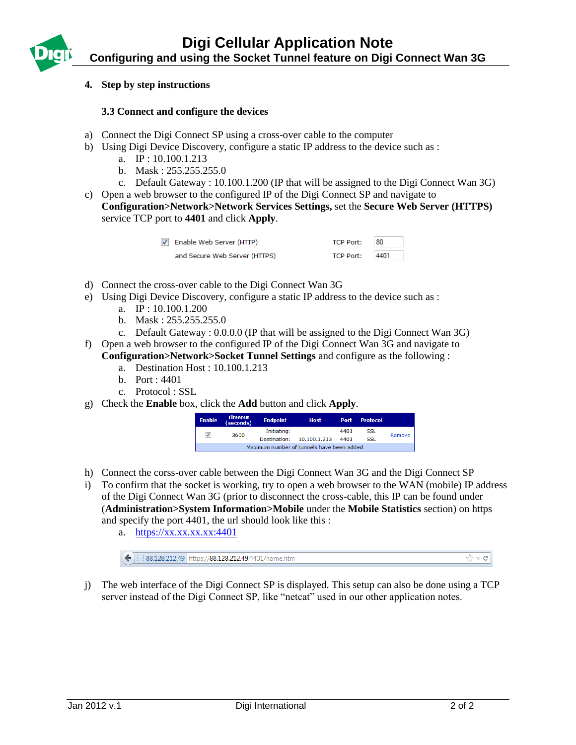**4. Step by step instructions**

**3.3 Connect and configure the devices**

a) Connect the Digi Connect SP using a cross-over cable to the computer
b) Using Digi Device Discovery, configure a static IP address to the device such as :
   a. IP : 10.100.1.213
   b. Mask : 255.255.255.0
   c. Default Gateway : 10.100.1.200 (IP that will be assigned to the Digi Connect Wan 3G)
c) Open a web browser to the configured IP of the Digi Connect SP and navigate to **Configuration>Network>Network Services Settings,** set the **Secure Web Server (HTTPS)** service TCP port to **4401** and click **Apply**.

| | | |
|---|---|---|
| ☑ Enable Web Server (HTTP) | TCP Port: | 80 |
| and Secure Web Server (HTTPS) | TCP Port: | 4401 |

d) Connect the cross-over cable to the Digi Connect Wan 3G
e) Using Digi Device Discovery, configure a static IP address to the device such as :
   a. IP : 10.100.1.200
   b. Mask : 255.255.255.0
   c. Default Gateway : 0.0.0.0 (IP that will be assigned to the Digi Connect Wan 3G)
f) Open a web browser to the configured IP of the Digi Connect Wan 3G and navigate to **Configuration>Network>Socket Tunnel Settings** and configure as the following :
   a. Destination Host : 10.100.1.213
   b. Port : 4401
   c. Protocol : SSL
g) Check the **Enable** box, click the **Add** button and click **Apply**.

| Enable | Timeout (seconds) | Endpoint | Host | Port | Protocol | |
|---|---|---|---|---|---|---|
| ☑ | 3600 | Initiating: | | 4401 | SSL | Remove |
| | | Destination: | 10.100.1.213 | 4401 | SSL | |
| Maximum number of tunnels have been added | | | | | | |

h) Connect the corss-over cable between the Digi Connect Wan 3G and the Digi Connect SP
i) To confirm that the socket is working, try to open a web browser to the WAN (mobile) IP address of the Digi Connect Wan 3G (prior to disconnect the cross-cable, this IP can be found under (**Administration>System Information>Mobile** under the **Mobile Statistics** section) on https and specify the port 4401, the url should look like this :
   a. https://xx.xx.xx.xx:4401

88.128.212.49 | https://88.128.212.49:4401/home.htm

j) The web interface of the Digi Connect SP is displayed. This setup can also be done using a TCP server instead of the Digi Connect SP, like "netcat" used in our other application notes.